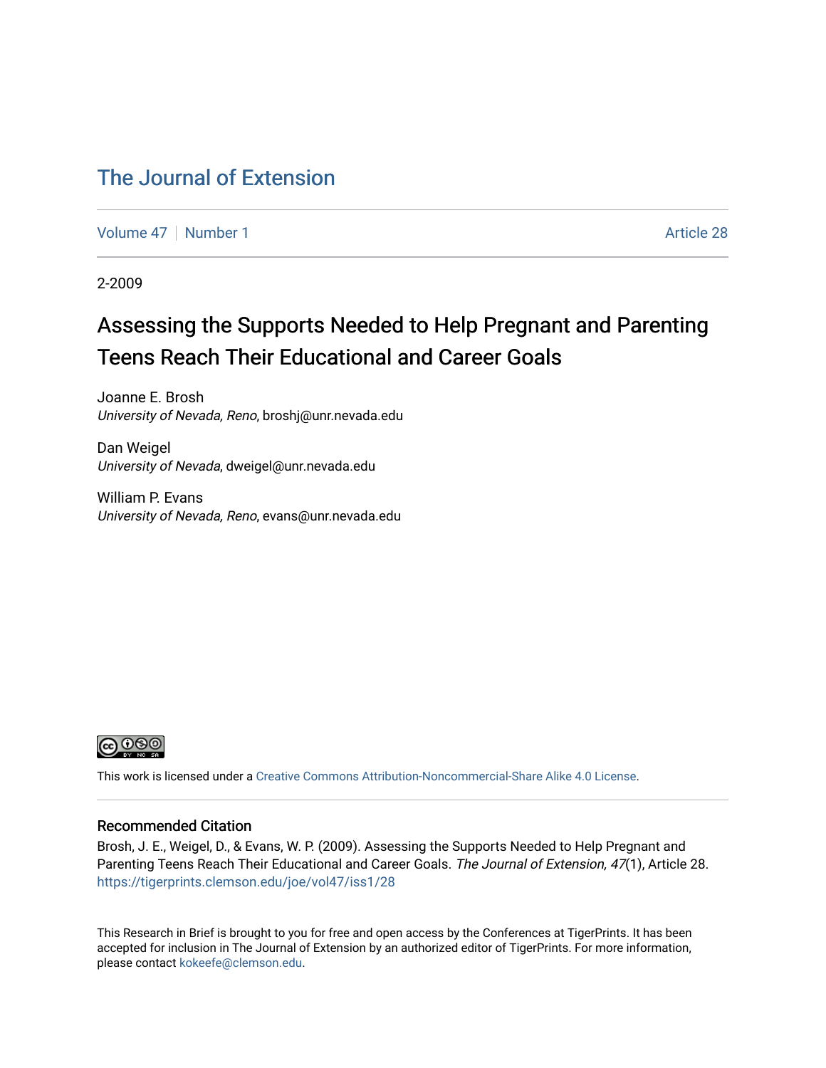# The Journal of Extension

Volume 47 | Number 1 | Article 28

2-2009

## Assessing the Supports Needed to Help Pregnant and Parenting Teens Reach Their Educational and Career Goals

Joanne E. Brosh
*University of Nevada, Reno*, broshj@unr.nevada.edu

Dan Weigel
*University of Nevada*, dweigel@unr.nevada.edu

William P. Evans
*University of Nevada, Reno*, evans@unr.nevada.edu

This work is licensed under a Creative Commons Attribution-Noncommercial-Share Alike 4.0 License.

### Recommended Citation

Brosh, J. E., Weigel, D., & Evans, W. P. (2009). Assessing the Supports Needed to Help Pregnant and Parenting Teens Reach Their Educational and Career Goals. *The Journal of Extension, 47*(1), Article 28. https://tigerprints.clemson.edu/joe/vol47/iss1/28

This Research in Brief is brought to you for free and open access by the Conferences at TigerPrints. It has been accepted for inclusion in The Journal of Extension by an authorized editor of TigerPrints. For more information, please contact kokeefe@clemson.edu.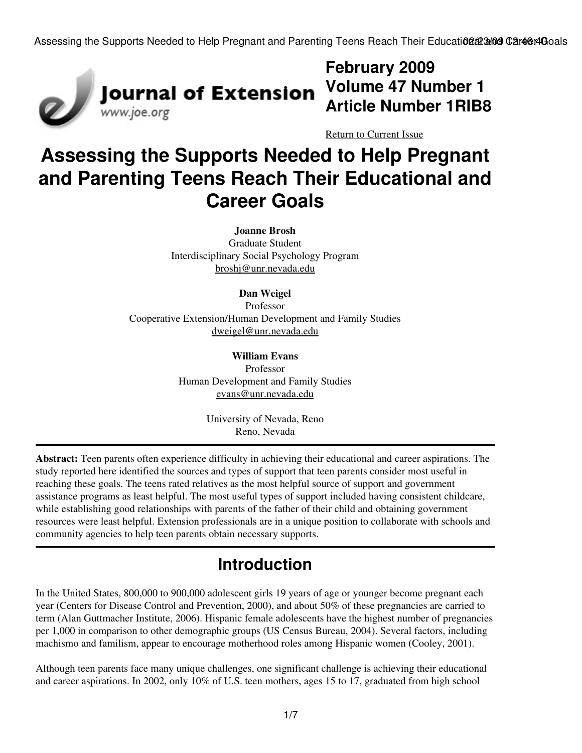February 2009
Volume 47 Number 1
Article Number 1RIB8

Return to Current Issue

# Assessing the Supports Needed to Help Pregnant and Parenting Teens Reach Their Educational and Career Goals

**Joanne Brosh**
Graduate Student
Interdisciplinary Social Psychology Program
broshj@unr.nevada.edu

**Dan Weigel**
Professor
Cooperative Extension/Human Development and Family Studies
dweigel@unr.nevada.edu

**William Evans**
Professor
Human Development and Family Studies
evans@unr.nevada.edu

University of Nevada, Reno
Reno, Nevada

---

**Abstract:** Teen parents often experience difficulty in achieving their educational and career aspirations. The study reported here identified the sources and types of support that teen parents consider most useful in reaching these goals. The teens rated relatives as the most helpful source of support and government assistance programs as least helpful. The most useful types of support included having consistent childcare, while establishing good relationships with parents of the father of their child and obtaining government resources were least helpful. Extension professionals are in a unique position to collaborate with schools and community agencies to help teen parents obtain necessary supports.

---

## Introduction

In the United States, 800,000 to 900,000 adolescent girls 19 years of age or younger become pregnant each year (Centers for Disease Control and Prevention, 2000), and about 50% of these pregnancies are carried to term (Alan Guttmacher Institute, 2006). Hispanic female adolescents have the highest number of pregnancies per 1,000 in comparison to other demographic groups (US Census Bureau, 2004). Several factors, including machismo and familism, appear to encourage motherhood roles among Hispanic women (Cooley, 2001).

Although teen parents face many unique challenges, one significant challenge is achieving their educational and career aspirations. In 2002, only 10% of U.S. teen mothers, ages 15 to 17, graduated from high school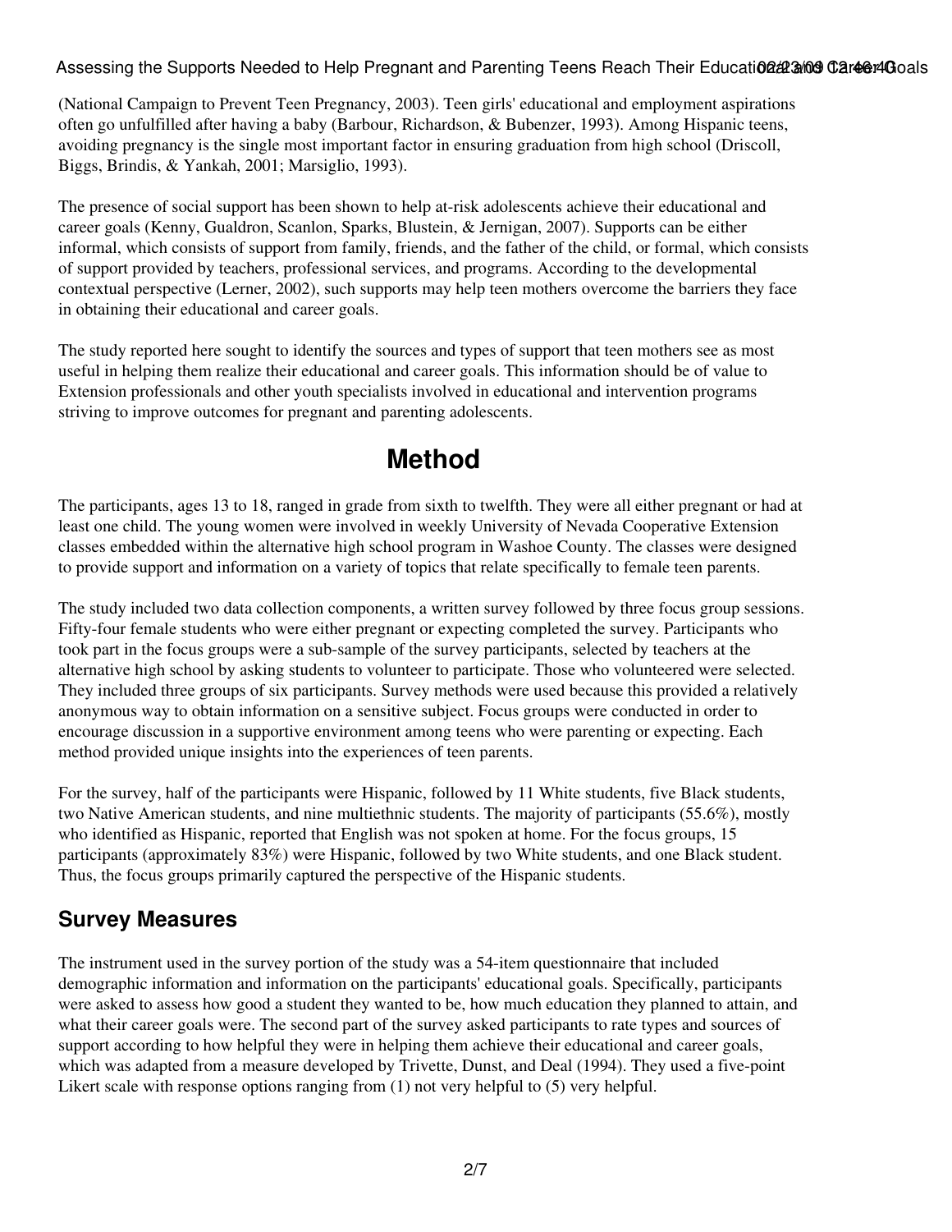(National Campaign to Prevent Teen Pregnancy, 2003). Teen girls' educational and employment aspirations often go unfulfilled after having a baby (Barbour, Richardson, & Bubenzer, 1993). Among Hispanic teens, avoiding pregnancy is the single most important factor in ensuring graduation from high school (Driscoll, Biggs, Brindis, & Yankah, 2001; Marsiglio, 1993).

The presence of social support has been shown to help at-risk adolescents achieve their educational and career goals (Kenny, Gualdron, Scanlon, Sparks, Blustein, & Jernigan, 2007). Supports can be either informal, which consists of support from family, friends, and the father of the child, or formal, which consists of support provided by teachers, professional services, and programs. According to the developmental contextual perspective (Lerner, 2002), such supports may help teen mothers overcome the barriers they face in obtaining their educational and career goals.

The study reported here sought to identify the sources and types of support that teen mothers see as most useful in helping them realize their educational and career goals. This information should be of value to Extension professionals and other youth specialists involved in educational and intervention programs striving to improve outcomes for pregnant and parenting adolescents.

# Method

The participants, ages 13 to 18, ranged in grade from sixth to twelfth. They were all either pregnant or had at least one child. The young women were involved in weekly University of Nevada Cooperative Extension classes embedded within the alternative high school program in Washoe County. The classes were designed to provide support and information on a variety of topics that relate specifically to female teen parents.

The study included two data collection components, a written survey followed by three focus group sessions. Fifty-four female students who were either pregnant or expecting completed the survey. Participants who took part in the focus groups were a sub-sample of the survey participants, selected by teachers at the alternative high school by asking students to volunteer to participate. Those who volunteered were selected. They included three groups of six participants. Survey methods were used because this provided a relatively anonymous way to obtain information on a sensitive subject. Focus groups were conducted in order to encourage discussion in a supportive environment among teens who were parenting or expecting. Each method provided unique insights into the experiences of teen parents.

For the survey, half of the participants were Hispanic, followed by 11 White students, five Black students, two Native American students, and nine multiethnic students. The majority of participants (55.6%), mostly who identified as Hispanic, reported that English was not spoken at home. For the focus groups, 15 participants (approximately 83%) were Hispanic, followed by two White students, and one Black student. Thus, the focus groups primarily captured the perspective of the Hispanic students.

## Survey Measures

The instrument used in the survey portion of the study was a 54-item questionnaire that included demographic information and information on the participants' educational goals. Specifically, participants were asked to assess how good a student they wanted to be, how much education they planned to attain, and what their career goals were. The second part of the survey asked participants to rate types and sources of support according to how helpful they were in helping them achieve their educational and career goals, which was adapted from a measure developed by Trivette, Dunst, and Deal (1994). They used a five-point Likert scale with response options ranging from (1) not very helpful to (5) very helpful.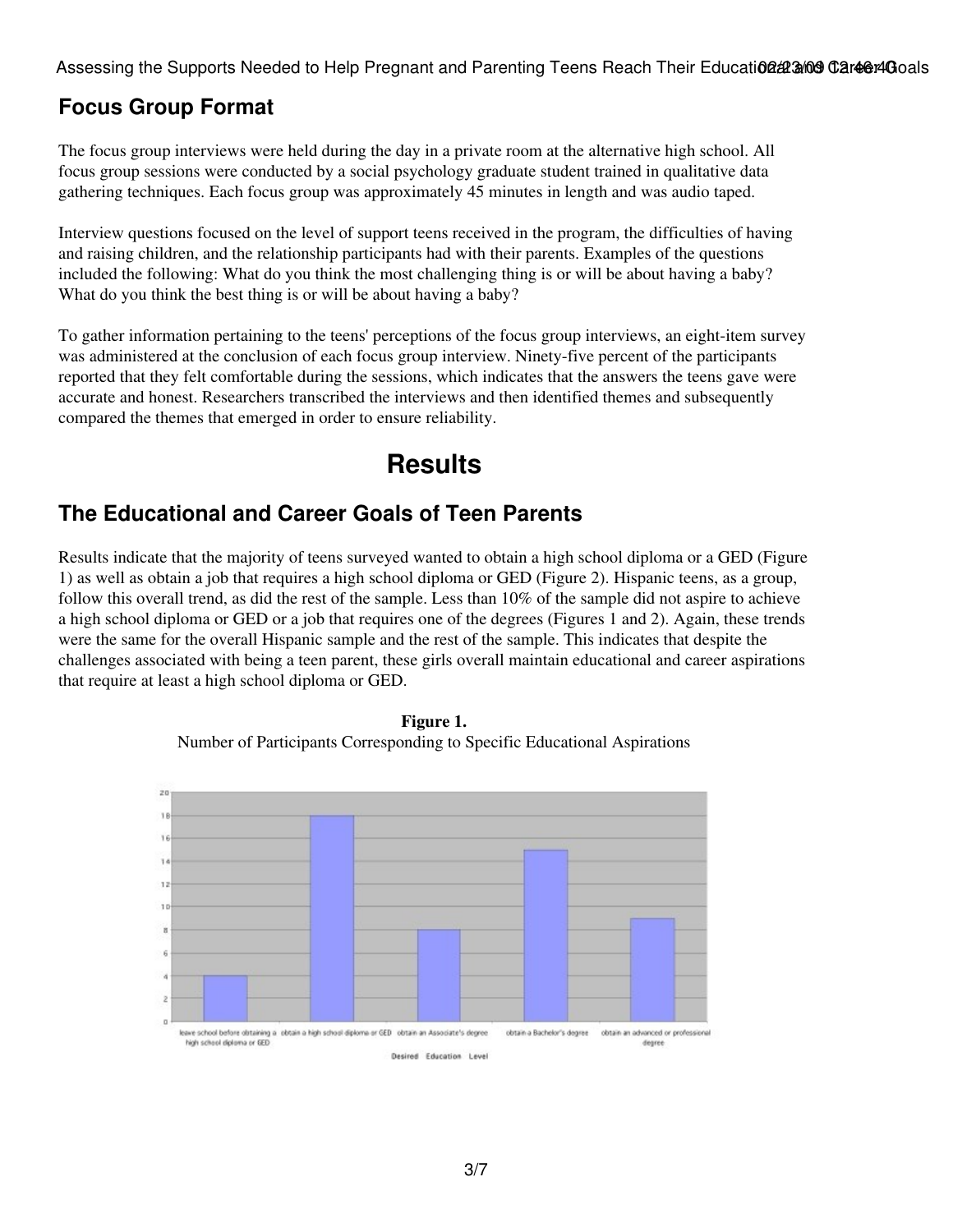## Focus Group Format

The focus group interviews were held during the day in a private room at the alternative high school. All focus group sessions were conducted by a social psychology graduate student trained in qualitative data gathering techniques. Each focus group was approximately 45 minutes in length and was audio taped.

Interview questions focused on the level of support teens received in the program, the difficulties of having and raising children, and the relationship participants had with their parents. Examples of the questions included the following: What do you think the most challenging thing is or will be about having a baby? What do you think the best thing is or will be about having a baby?

To gather information pertaining to the teens' perceptions of the focus group interviews, an eight-item survey was administered at the conclusion of each focus group interview. Ninety-five percent of the participants reported that they felt comfortable during the sessions, which indicates that the answers the teens gave were accurate and honest. Researchers transcribed the interviews and then identified themes and subsequently compared the themes that emerged in order to ensure reliability.

# Results

## The Educational and Career Goals of Teen Parents

Results indicate that the majority of teens surveyed wanted to obtain a high school diploma or a GED (Figure 1) as well as obtain a job that requires a high school diploma or GED (Figure 2). Hispanic teens, as a group, follow this overall trend, as did the rest of the sample. Less than 10% of the sample did not aspire to achieve a high school diploma or GED or a job that requires one of the degrees (Figures 1 and 2). Again, these trends were the same for the overall Hispanic sample and the rest of the sample. This indicates that despite the challenges associated with being a teen parent, these girls overall maintain educational and career aspirations that require at least a high school diploma or GED.

**Figure 1.**
Number of Participants Corresponding to Specific Educational Aspirations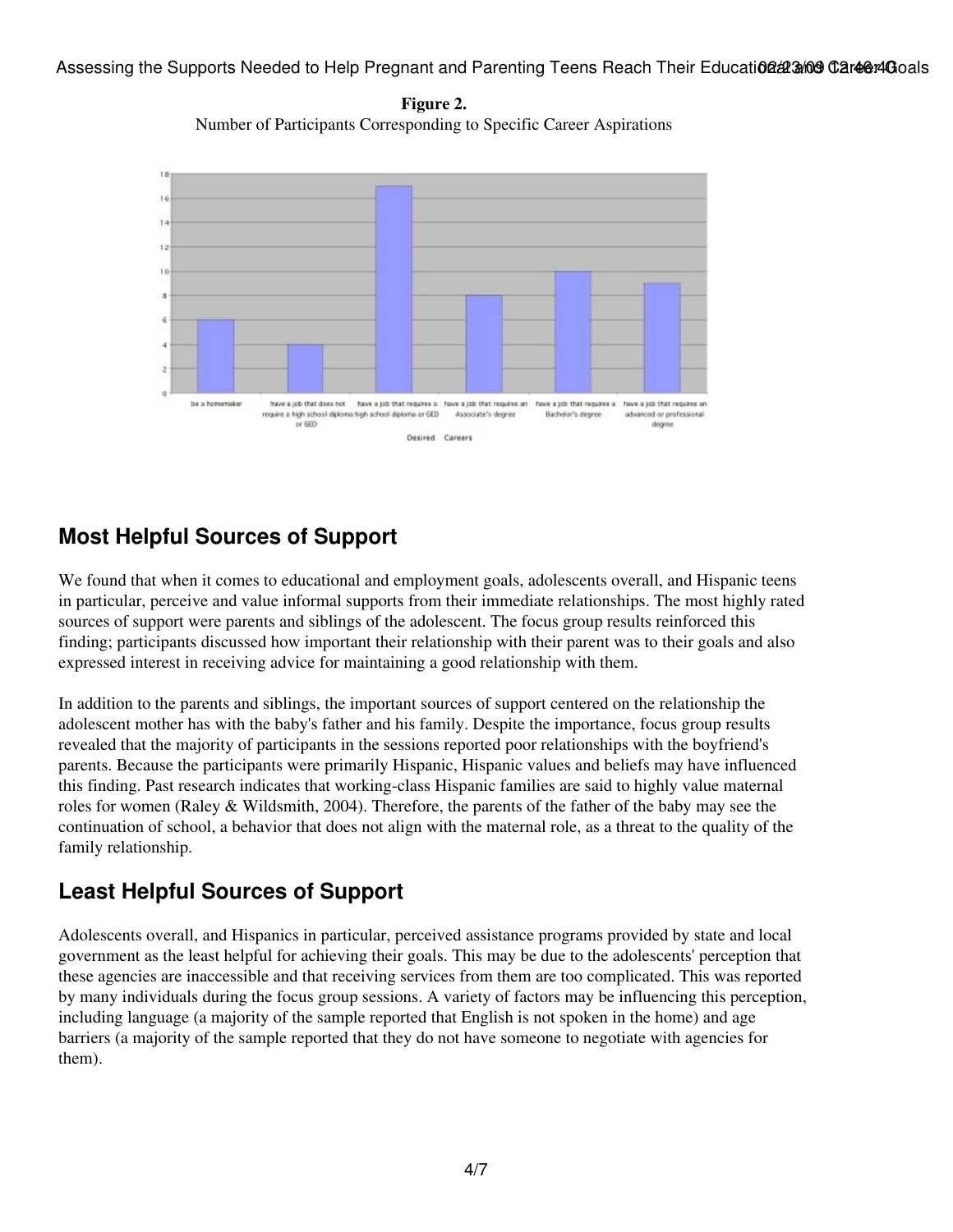**Figure 2.**
Number of Participants Corresponding to Specific Career Aspirations

## Most Helpful Sources of Support

We found that when it comes to educational and employment goals, adolescents overall, and Hispanic teens in particular, perceive and value informal supports from their immediate relationships. The most highly rated sources of support were parents and siblings of the adolescent. The focus group results reinforced this finding; participants discussed how important their relationship with their parent was to their goals and also expressed interest in receiving advice for maintaining a good relationship with them.

In addition to the parents and siblings, the important sources of support centered on the relationship the adolescent mother has with the baby's father and his family. Despite the importance, focus group results revealed that the majority of participants in the sessions reported poor relationships with the boyfriend's parents. Because the participants were primarily Hispanic, Hispanic values and beliefs may have influenced this finding. Past research indicates that working-class Hispanic families are said to highly value maternal roles for women (Raley & Wildsmith, 2004). Therefore, the parents of the father of the baby may see the continuation of school, a behavior that does not align with the maternal role, as a threat to the quality of the family relationship.

## Least Helpful Sources of Support

Adolescents overall, and Hispanics in particular, perceived assistance programs provided by state and local government as the least helpful for achieving their goals. This may be due to the adolescents' perception that these agencies are inaccessible and that receiving services from them are too complicated. This was reported by many individuals during the focus group sessions. A variety of factors may be influencing this perception, including language (a majority of the sample reported that English is not spoken in the home) and age barriers (a majority of the sample reported that they do not have someone to negotiate with agencies for them).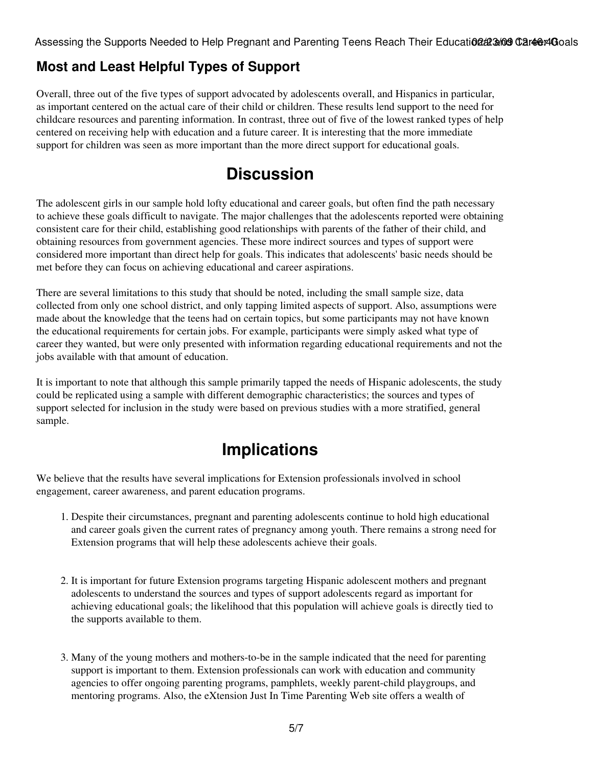## Most and Least Helpful Types of Support

Overall, three out of the five types of support advocated by adolescents overall, and Hispanics in particular, as important centered on the actual care of their child or children. These results lend support to the need for childcare resources and parenting information. In contrast, three out of five of the lowest ranked types of help centered on receiving help with education and a future career. It is interesting that the more immediate support for children was seen as more important than the more direct support for educational goals.

# Discussion

The adolescent girls in our sample hold lofty educational and career goals, but often find the path necessary to achieve these goals difficult to navigate. The major challenges that the adolescents reported were obtaining consistent care for their child, establishing good relationships with parents of the father of their child, and obtaining resources from government agencies. These more indirect sources and types of support were considered more important than direct help for goals. This indicates that adolescents' basic needs should be met before they can focus on achieving educational and career aspirations.

There are several limitations to this study that should be noted, including the small sample size, data collected from only one school district, and only tapping limited aspects of support. Also, assumptions were made about the knowledge that the teens had on certain topics, but some participants may not have known the educational requirements for certain jobs. For example, participants were simply asked what type of career they wanted, but were only presented with information regarding educational requirements and not the jobs available with that amount of education.

It is important to note that although this sample primarily tapped the needs of Hispanic adolescents, the study could be replicated using a sample with different demographic characteristics; the sources and types of support selected for inclusion in the study were based on previous studies with a more stratified, general sample.

# Implications

We believe that the results have several implications for Extension professionals involved in school engagement, career awareness, and parent education programs.

1. Despite their circumstances, pregnant and parenting adolescents continue to hold high educational and career goals given the current rates of pregnancy among youth. There remains a strong need for Extension programs that will help these adolescents achieve their goals.

2. It is important for future Extension programs targeting Hispanic adolescent mothers and pregnant adolescents to understand the sources and types of support adolescents regard as important for achieving educational goals; the likelihood that this population will achieve goals is directly tied to the supports available to them.

3. Many of the young mothers and mothers-to-be in the sample indicated that the need for parenting support is important to them. Extension professionals can work with education and community agencies to offer ongoing parenting programs, pamphlets, weekly parent-child playgroups, and mentoring programs. Also, the eXtension Just In Time Parenting Web site offers a wealth of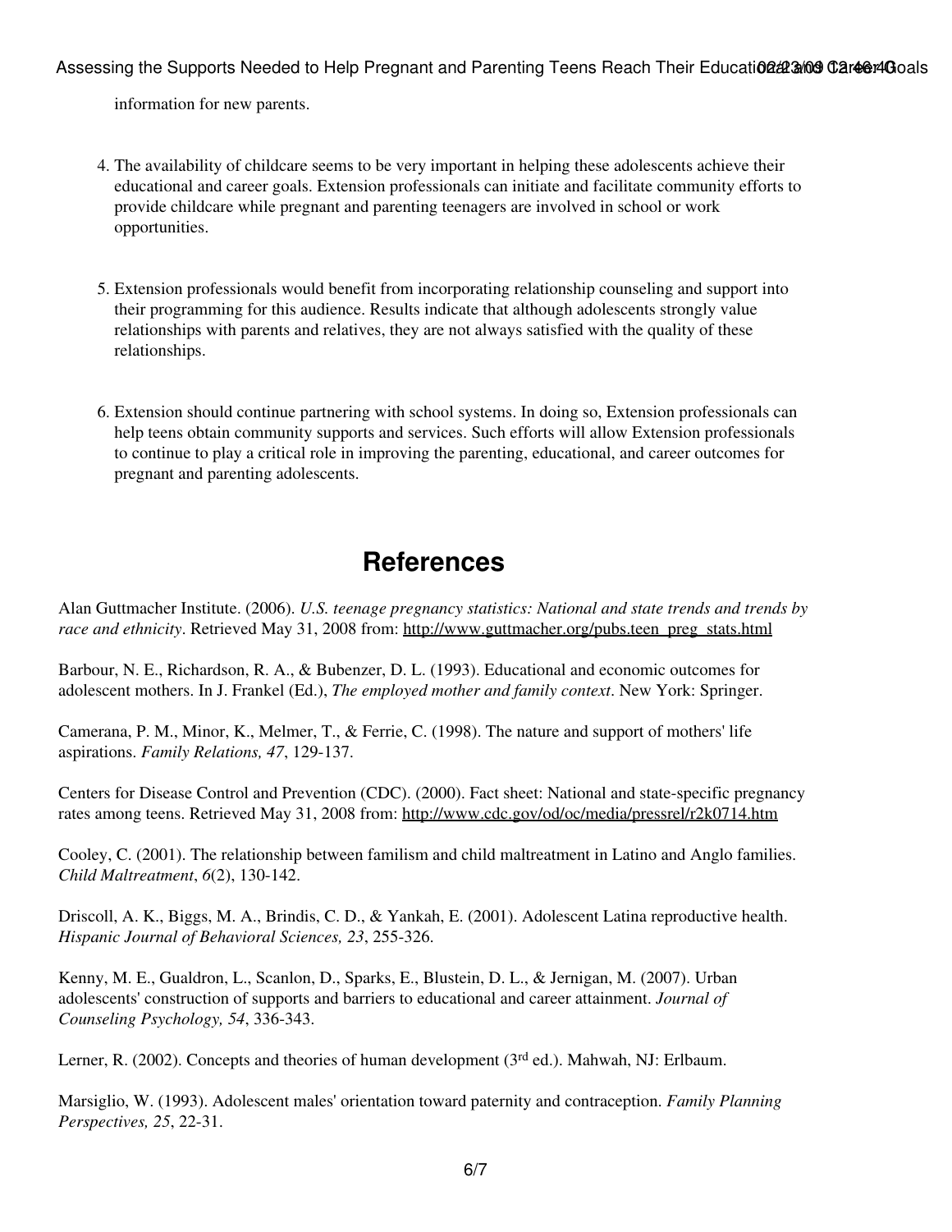information for new parents.

4. The availability of childcare seems to be very important in helping these adolescents achieve their educational and career goals. Extension professionals can initiate and facilitate community efforts to provide childcare while pregnant and parenting teenagers are involved in school or work opportunities.

5. Extension professionals would benefit from incorporating relationship counseling and support into their programming for this audience. Results indicate that although adolescents strongly value relationships with parents and relatives, they are not always satisfied with the quality of these relationships.

6. Extension should continue partnering with school systems. In doing so, Extension professionals can help teens obtain community supports and services. Such efforts will allow Extension professionals to continue to play a critical role in improving the parenting, educational, and career outcomes for pregnant and parenting adolescents.

## References

Alan Guttmacher Institute. (2006). *U.S. teenage pregnancy statistics: National and state trends and trends by race and ethnicity*. Retrieved May 31, 2008 from: http://www.guttmacher.org/pubs.teen_preg_stats.html

Barbour, N. E., Richardson, R. A., & Bubenzer, D. L. (1993). Educational and economic outcomes for adolescent mothers. In J. Frankel (Ed.), *The employed mother and family context*. New York: Springer.

Camerana, P. M., Minor, K., Melmer, T., & Ferrie, C. (1998). The nature and support of mothers' life aspirations. *Family Relations, 47*, 129-137.

Centers for Disease Control and Prevention (CDC). (2000). Fact sheet: National and state-specific pregnancy rates among teens. Retrieved May 31, 2008 from: http://www.cdc.gov/od/oc/media/pressrel/r2k0714.htm

Cooley, C. (2001). The relationship between familism and child maltreatment in Latino and Anglo families. *Child Maltreatment*, *6*(2), 130-142.

Driscoll, A. K., Biggs, M. A., Brindis, C. D., & Yankah, E. (2001). Adolescent Latina reproductive health. *Hispanic Journal of Behavioral Sciences, 23*, 255-326.

Kenny, M. E., Gualdron, L., Scanlon, D., Sparks, E., Blustein, D. L., & Jernigan, M. (2007). Urban adolescents' construction of supports and barriers to educational and career attainment. *Journal of Counseling Psychology, 54*, 336-343.

Lerner, R. (2002). Concepts and theories of human development (3rd ed.). Mahwah, NJ: Erlbaum.

Marsiglio, W. (1993). Adolescent males' orientation toward paternity and contraception. *Family Planning Perspectives, 25*, 22-31.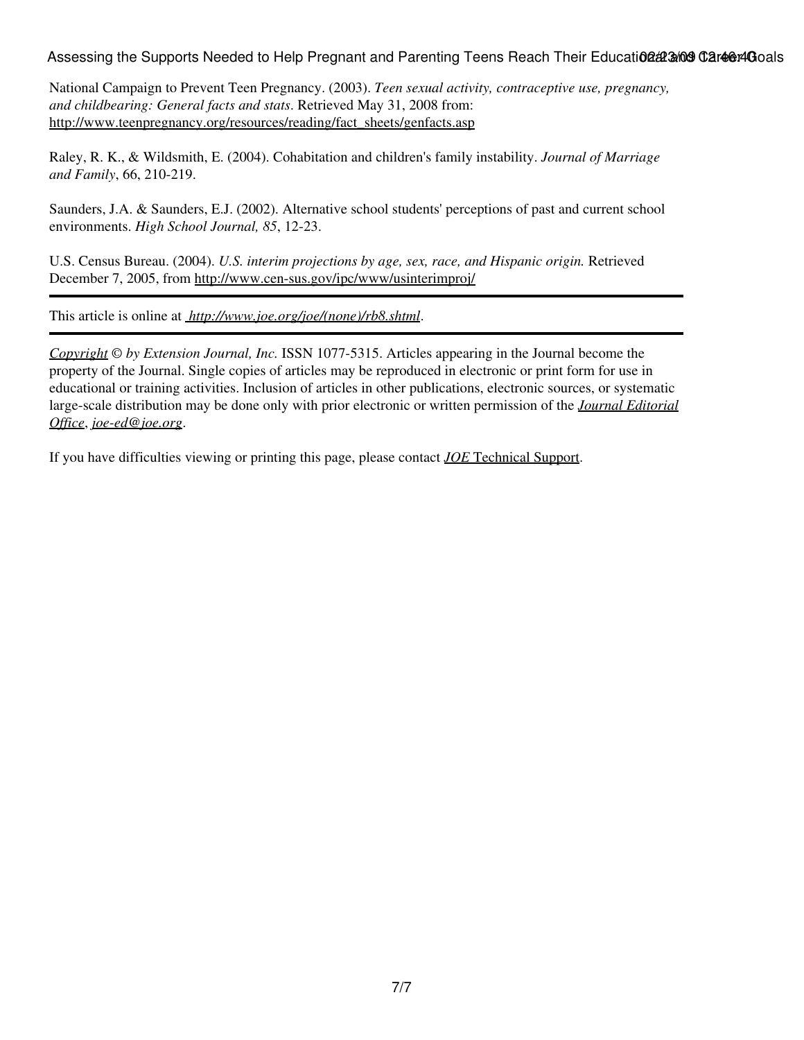National Campaign to Prevent Teen Pregnancy. (2003). *Teen sexual activity, contraceptive use, pregnancy, and childbearing: General facts and stats*. Retrieved May 31, 2008 from: http://www.teenpregnancy.org/resources/reading/fact_sheets/genfacts.asp

Raley, R. K., & Wildsmith, E. (2004). Cohabitation and children's family instability. *Journal of Marriage and Family*, 66, 210-219.

Saunders, J.A. & Saunders, E.J. (2002). Alternative school students' perceptions of past and current school environments. *High School Journal, 85*, 12-23.

U.S. Census Bureau. (2004). *U.S. interim projections by age, sex, race, and Hispanic origin.* Retrieved December 7, 2005, from http://www.cen-sus.gov/ipc/www/usinterimproj/

---

This article is online at *http://www.joe.org/joe/(none)/rb8.shtml*.

---

*Copyright* © *by Extension Journal, Inc.* ISSN 1077-5315. Articles appearing in the Journal become the property of the Journal. Single copies of articles may be reproduced in electronic or print form for use in educational or training activities. Inclusion of articles in other publications, electronic sources, or systematic large-scale distribution may be done only with prior electronic or written permission of the *Journal Editorial Office*, *joe-ed@joe.org*.

If you have difficulties viewing or printing this page, please contact *JOE* Technical Support.